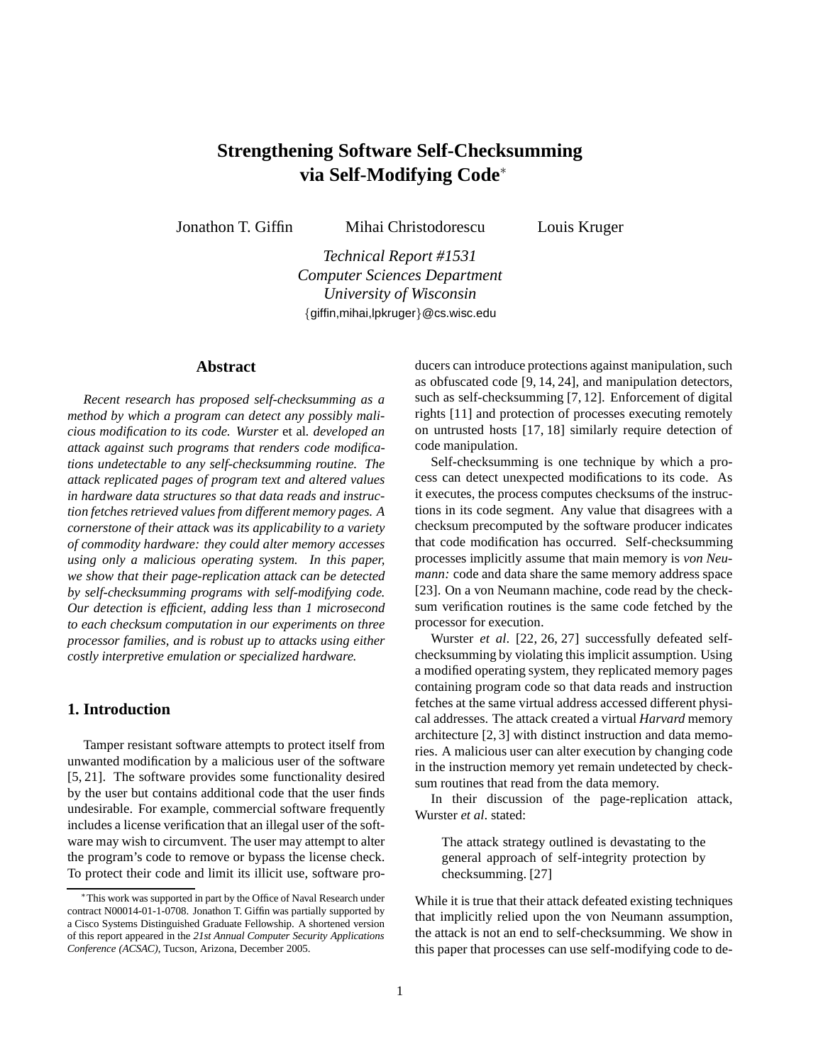# Strengthening Software Self-Checksumming via Self-Modifying Code*

Jonathon T. Giffin  Mihai Christodorescu  Louis Kruger

*Technical Report #1531*
*Computer Sciences Department*
*University of Wisconsin*
{giffin,mihai,lpkruger}@cs.wisc.edu

## Abstract

*Recent research has proposed self-checksumming as a method by which a program can detect any possibly malicious modification to its code. Wurster* et al. *developed an attack against such programs that renders code modifications undetectable to any self-checksumming routine. The attack replicated pages of program text and altered values in hardware data structures so that data reads and instruction fetches retrieved values from different memory pages. A cornerstone of their attack was its applicability to a variety of commodity hardware: they could alter memory accesses using only a malicious operating system. In this paper, we show that their page-replication attack can be detected by self-checksumming programs with self-modifying code. Our detection is efficient, adding less than 1 microsecond to each checksum computation in our experiments on three processor families, and is robust up to attacks using either costly interpretive emulation or specialized hardware.*

## 1. Introduction

Tamper resistant software attempts to protect itself from unwanted modification by a malicious user of the software [5, 21]. The software provides some functionality desired by the user but contains additional code that the user finds undesirable. For example, commercial software frequently includes a license verification that an illegal user of the software may wish to circumvent. The user may attempt to alter the program's code to remove or bypass the license check. To protect their code and limit its illicit use, software producers can introduce protections against manipulation, such as obfuscated code [9, 14, 24], and manipulation detectors, such as self-checksumming [7, 12]. Enforcement of digital rights [11] and protection of processes executing remotely on untrusted hosts [17, 18] similarly require detection of code manipulation.

Self-checksumming is one technique by which a process can detect unexpected modifications to its code. As it executes, the process computes checksums of the instructions in its code segment. Any value that disagrees with a checksum precomputed by the software producer indicates that code modification has occurred. Self-checksumming processes implicitly assume that main memory is *von Neumann:* code and data share the same memory address space [23]. On a von Neumann machine, code read by the checksum verification routines is the same code fetched by the processor for execution.

Wurster *et al*. [22, 26, 27] successfully defeated self-checksumming by violating this implicit assumption. Using a modified operating system, they replicated memory pages containing program code so that data reads and instruction fetches at the same virtual address accessed different physical addresses. The attack created a virtual *Harvard* memory architecture [2, 3] with distinct instruction and data memories. A malicious user can alter execution by changing code in the instruction memory yet remain undetected by checksum routines that read from the data memory.

In their discussion of the page-replication attack, Wurster *et al*. stated:

> The attack strategy outlined is devastating to the general approach of self-integrity protection by checksumming. [27]

While it is true that their attack defeated existing techniques that implicitly relied upon the von Neumann assumption, the attack is not an end to self-checksumming. We show in this paper that processes can use self-modifying code to de-

*This work was supported in part by the Office of Naval Research under contract N00014-01-1-0708. Jonathon T. Giffin was partially supported by a Cisco Systems Distinguished Graduate Fellowship. A shortened version of this report appeared in the *21st Annual Computer Security Applications Conference (ACSAC)*, Tucson, Arizona, December 2005.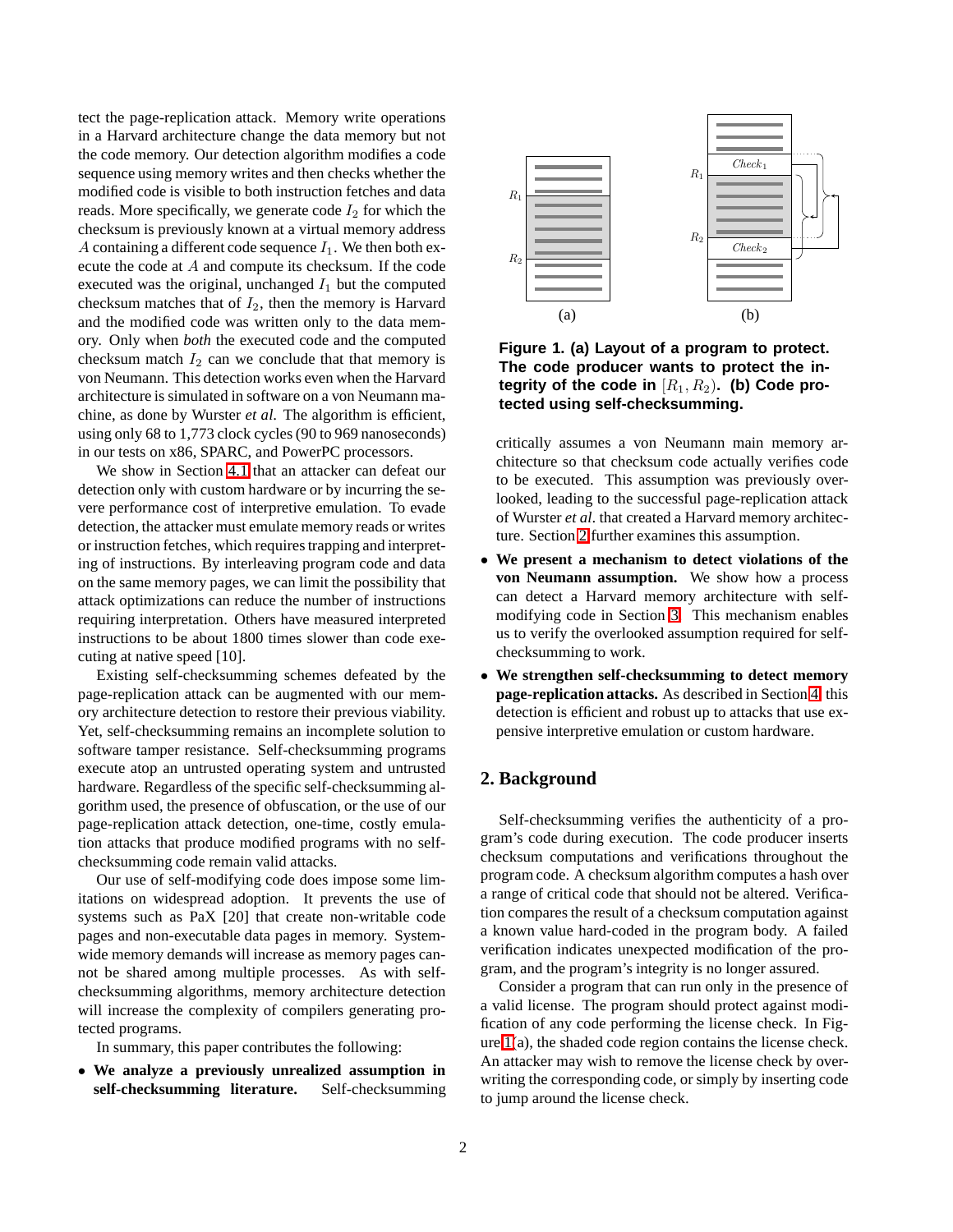tect the page-replication attack. Memory write operations in a Harvard architecture change the data memory but not the code memory. Our detection algorithm modifies a code sequence using memory writes and then checks whether the modified code is visible to both instruction fetches and data reads. More specifically, we generate code $I_2$ for which the checksum is previously known at a virtual memory address $A$ containing a different code sequence $I_1$. We then both execute the code at $A$ and compute its checksum. If the code executed was the original, unchanged $I_1$ but the computed checksum matches that of $I_2$, then the memory is Harvard and the modified code was written only to the data memory. Only when *both* the executed code and the computed checksum match $I_2$ can we conclude that that memory is von Neumann. This detection works even when the Harvard architecture is simulated in software on a von Neumann machine, as done by Wurster *et al.* The algorithm is efficient, using only 68 to 1,773 clock cycles (90 to 969 nanoseconds) in our tests on x86, SPARC, and PowerPC processors.

We show in Section 4.1 that an attacker can defeat our detection only with custom hardware or by incurring the severe performance cost of interpretive emulation. To evade detection, the attacker must emulate memory reads or writes or instruction fetches, which requires trapping and interpreting of instructions. By interleaving program code and data on the same memory pages, we can limit the possibility that attack optimizations can reduce the number of instructions requiring interpretation. Others have measured interpreted instructions to be about 1800 times slower than code executing at native speed [10].

Existing self-checksumming schemes defeated by the page-replication attack can be augmented with our memory architecture detection to restore their previous viability. Yet, self-checksumming remains an incomplete solution to software tamper resistance. Self-checksumming programs execute atop an untrusted operating system and untrusted hardware. Regardless of the specific self-checksumming algorithm used, the presence of obfuscation, or the use of our page-replication attack detection, one-time, costly emulation attacks that produce modified programs with no self-checksumming code remain valid attacks.

Our use of self-modifying code does impose some limitations on widespread adoption. It prevents the use of systems such as PaX [20] that create non-writable code pages and non-executable data pages in memory. System-wide memory demands will increase as memory pages cannot be shared among multiple processes. As with self-checksumming algorithms, memory architecture detection will increase the complexity of compilers generating protected programs.

In summary, this paper contributes the following:

- **We analyze a previously unrealized assumption in self-checksumming literature.** Self-checksumming critically assumes a von Neumann main memory architecture so that checksum code actually verifies code to be executed. This assumption was previously overlooked, leading to the successful page-replication attack of Wurster *et al.* that created a Harvard memory architecture. Section 2 further examines this assumption.
- **We present a mechanism to detect violations of the von Neumann assumption.** We show how a process can detect a Harvard memory architecture with self-modifying code in Section 3. This mechanism enables us to verify the overlooked assumption required for self-checksumming to work.
- **We strengthen self-checksumming to detect memory page-replication attacks.** As described in Section 4, this detection is efficient and robust up to attacks that use expensive interpretive emulation or custom hardware.

**Figure 1. (a) Layout of a program to protect. The code producer wants to protect the integrity of the code in $[R_1, R_2)$. (b) Code protected using self-checksumming.**

## 2. Background

Self-checksumming verifies the authenticity of a program's code during execution. The code producer inserts checksum computations and verifications throughout the program code. A checksum algorithm computes a hash over a range of critical code that should not be altered. Verification compares the result of a checksum computation against a known value hard-coded in the program body. A failed verification indicates unexpected modification of the program, and the program's integrity is no longer assured.

Consider a program that can run only in the presence of a valid license. The program should protect against modification of any code performing the license check. In Figure 1(a), the shaded code region contains the license check. An attacker may wish to remove the license check by overwriting the corresponding code, or simply by inserting code to jump around the license check.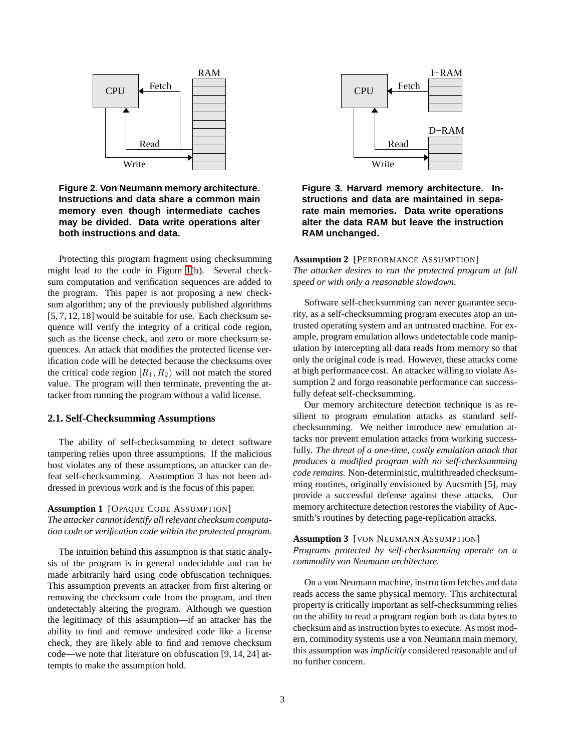**Figure 2. Von Neumann memory architecture. Instructions and data share a common main memory even though intermediate caches may be divided. Data write operations alter both instructions and data.**

**Figure 3. Harvard memory architecture. Instructions and data are maintained in separate main memories. Data write operations alter the data RAM but leave the instruction RAM unchanged.**

Protecting this program fragment using checksumming might lead to the code in Figure 1(b). Several checksum computation and verification sequences are added to the program. This paper is not proposing a new checksum algorithm; any of the previously published algorithms [5, 7, 12, 18] would be suitable for use. Each checksum sequence will verify the integrity of a critical code region, such as the license check, and zero or more checksum sequences. An attack that modifies the protected license verification code will be detected because the checksums over the critical code region $[R_1, R_2)$ will not match the stored value. The program will then terminate, preventing the attacker from running the program without a valid license.

### 2.1. Self-Checksumming Assumptions

The ability of self-checksumming to detect software tampering relies upon three assumptions. If the malicious host violates any of these assumptions, an attacker can defeat self-checksumming. Assumption 3 has not been addressed in previous work and is the focus of this paper.

**Assumption 1** [OPAQUE CODE ASSUMPTION]
*The attacker cannot identify all relevant checksum computation code or verification code within the protected program.*

The intuition behind this assumption is that static analysis of the program is in general undecidable and can be made arbitrarily hard using code obfuscation techniques. This assumption prevents an attacker from first altering or removing the checksum code from the program, and then undetectably altering the program. Although we question the legitimacy of this assumption—if an attacker has the ability to find and remove undesired code like a license check, they are likely able to find and remove checksum code—we note that literature on obfuscation [9, 14, 24] attempts to make the assumption hold.

**Assumption 2** [PERFORMANCE ASSUMPTION]
*The attacker desires to run the protected program at full speed or with only a reasonable slowdown.*

Software self-checksumming can never guarantee security, as a self-checksumming program executes atop an untrusted operating system and an untrusted machine. For example, program emulation allows undetectable code manipulation by intercepting all data reads from memory so that only the original code is read. However, these attacks come at high performance cost. An attacker willing to violate Assumption 2 and forgo reasonable performance can successfully defeat self-checksumming.

Our memory architecture detection technique is as resilient to program emulation attacks as standard self-checksumming. We neither introduce new emulation attacks nor prevent emulation attacks from working successfully. *The threat of a one-time, costly emulation attack that produces a modified program with no self-checksumming code remains.* Non-deterministic, multithreaded checksumming routines, originally envisioned by Aucsmith [5], may provide a successful defense against these attacks. Our memory architecture detection restores the viability of Aucsmith's routines by detecting page-replication attacks.

**Assumption 3** [VON NEUMANN ASSUMPTION]
*Programs protected by self-checksumming operate on a commodity von Neumann architecture.*

On a von Neumann machine, instruction fetches and data reads access the same physical memory. This architectural property is critically important as self-checksumming relies on the ability to read a program region both as data bytes to checksum and as instruction bytes to execute. As most modern, commodity systems use a von Neumann main memory, this assumption was *implicitly* considered reasonable and of no further concern.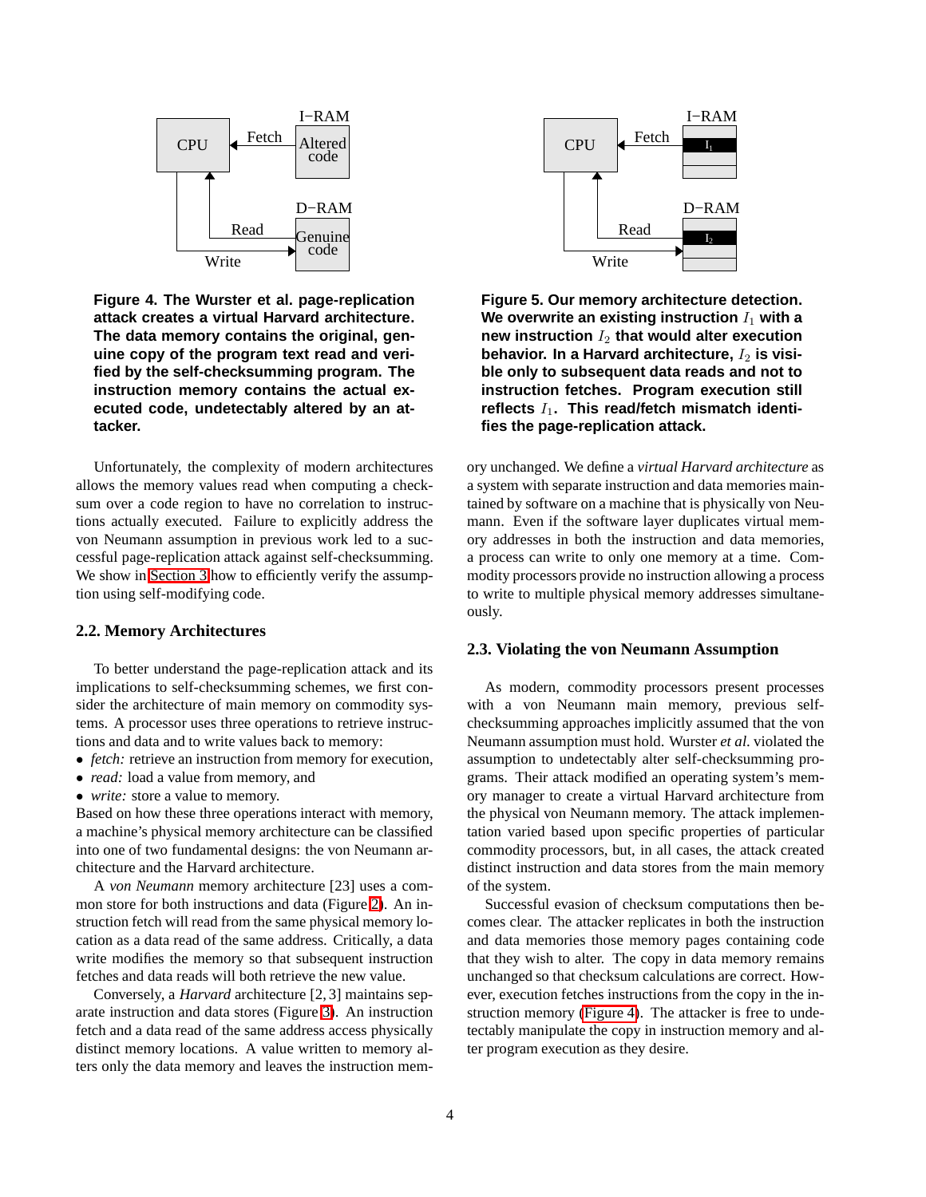**Figure 4. The Wurster et al. page-replication attack creates a virtual Harvard architecture. The data memory contains the original, genuine copy of the program text read and verified by the self-checksumming program. The instruction memory contains the actual executed code, undetectably altered by an attacker.**

**Figure 5. Our memory architecture detection. We overwrite an existing instruction $I_1$ with a new instruction $I_2$ that would alter execution behavior. In a Harvard architecture, $I_2$ is visible only to subsequent data reads and not to instruction fetches. Program execution still reflects $I_1$. This read/fetch mismatch identifies the page-replication attack.**

Unfortunately, the complexity of modern architectures allows the memory values read when computing a checksum over a code region to have no correlation to instructions actually executed. Failure to explicitly address the von Neumann assumption in previous work led to a successful page-replication attack against self-checksumming. We show in Section 3 how to efficiently verify the assumption using self-modifying code.

### 2.2. Memory Architectures

To better understand the page-replication attack and its implications to self-checksumming schemes, we first consider the architecture of main memory on commodity systems. A processor uses three operations to retrieve instructions and data and to write values back to memory:

- *fetch:* retrieve an instruction from memory for execution,
- *read:* load a value from memory, and
- *write:* store a value to memory.

Based on how these three operations interact with memory, a machine's physical memory architecture can be classified into one of two fundamental designs: the von Neumann architecture and the Harvard architecture.

A *von Neumann* memory architecture [23] uses a common store for both instructions and data (Figure 2). An instruction fetch will read from the same physical memory location as a data read of the same address. Critically, a data write modifies the memory so that subsequent instruction fetches and data reads will both retrieve the new value.

Conversely, a *Harvard* architecture [2, 3] maintains separate instruction and data stores (Figure 3). An instruction fetch and a data read of the same address access physically distinct memory locations. A value written to memory alters only the data memory and leaves the instruction memory unchanged. We define a *virtual Harvard architecture* as a system with separate instruction and data memories maintained by software on a machine that is physically von Neumann. Even if the software layer duplicates virtual memory addresses in both the instruction and data memories, a process can write to only one memory at a time. Commodity processors provide no instruction allowing a process to write to multiple physical memory addresses simultaneously.

### 2.3. Violating the von Neumann Assumption

As modern, commodity processors present processes with a von Neumann main memory, previous self-checksumming approaches implicitly assumed that the von Neumann assumption must hold. Wurster *et al.* violated the assumption to undetectably alter self-checksumming programs. Their attack modified an operating system's memory manager to create a virtual Harvard architecture from the physical von Neumann memory. The attack implementation varied based upon specific properties of particular commodity processors, but, in all cases, the attack created distinct instruction and data stores from the main memory of the system.

Successful evasion of checksum computations then becomes clear. The attacker replicates in both the instruction and data memories those memory pages containing code that they wish to alter. The copy in data memory remains unchanged so that checksum calculations are correct. However, execution fetches instructions from the copy in the instruction memory (Figure 4). The attacker is free to undetectably manipulate the copy in instruction memory and alter program execution as they desire.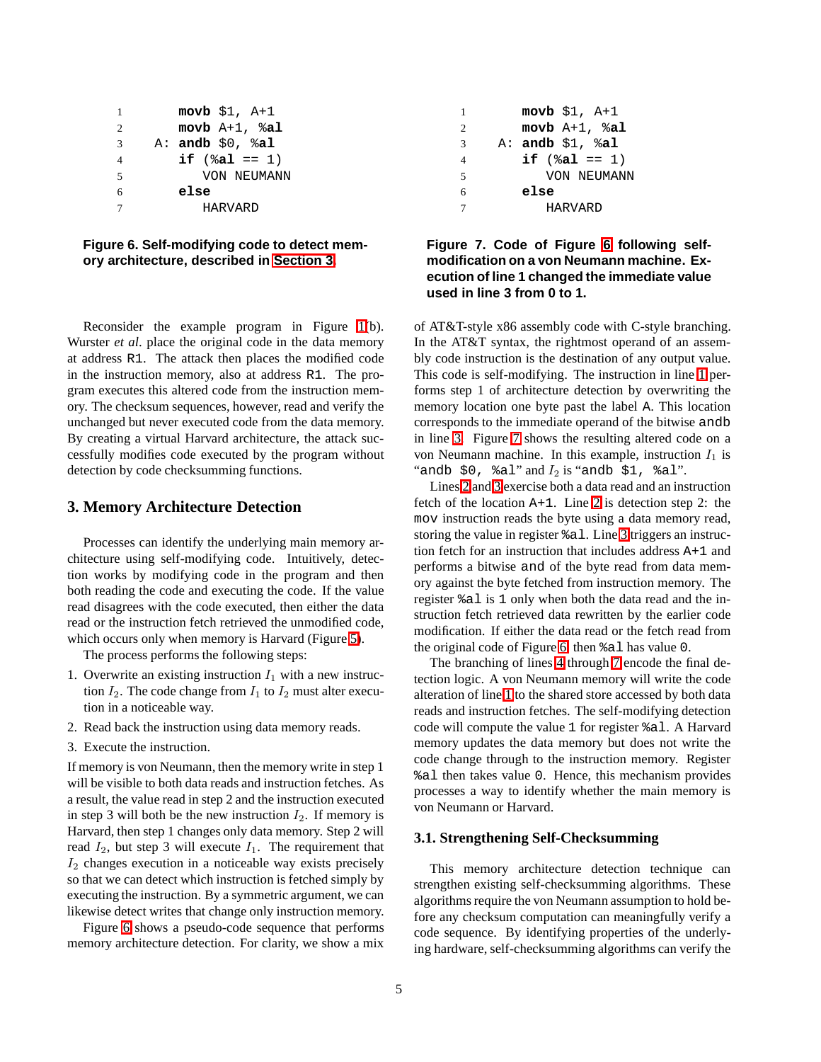```
1        movb $1, A+1
2        movb A+1, %al
3     A: andb $0, %al
4        if (%al == 1)
5           VON NEUMANN
6        else
7           HARVARD
```

**Figure 6. Self-modifying code to detect memory architecture, described in Section 3.**

```
1        movb $1, A+1
2        movb A+1, %al
3     A: andb $1, %al
4        if (%al == 1)
5           VON NEUMANN
6        else
7           HARVARD
```

**Figure 7. Code of Figure 6 following self-modification on a von Neumann machine. Execution of line 1 changed the immediate value used in line 3 from 0 to 1.**

Reconsider the example program in Figure 1(b). Wurster *et al*. place the original code in the data memory at address R1. The attack then places the modified code in the instruction memory, also at address R1. The program executes this altered code from the instruction memory. The checksum sequences, however, read and verify the unchanged but never executed code from the data memory. By creating a virtual Harvard architecture, the attack successfully modifies code executed by the program without detection by code checksumming functions.

## 3. Memory Architecture Detection

Processes can identify the underlying main memory architecture using self-modifying code. Intuitively, detection works by modifying code in the program and then both reading the code and executing the code. If the value read disagrees with the code executed, then either the data read or the instruction fetch retrieved the unmodified code, which occurs only when memory is Harvard (Figure 5).

The process performs the following steps:

1. Overwrite an existing instruction $I_1$ with a new instruction $I_2$. The code change from $I_1$ to $I_2$ must alter execution in a noticeable way.
2. Read back the instruction using data memory reads.
3. Execute the instruction.

If memory is von Neumann, then the memory write in step 1 will be visible to both data reads and instruction fetches. As a result, the value read in step 2 and the instruction executed in step 3 will both be the new instruction $I_2$. If memory is Harvard, then step 1 changes only data memory. Step 2 will read $I_2$, but step 3 will execute $I_1$. The requirement that $I_2$ changes execution in a noticeable way exists precisely so that we can detect which instruction is fetched simply by executing the instruction. By a symmetric argument, we can likewise detect writes that change only instruction memory.

Figure 6 shows a pseudo-code sequence that performs memory architecture detection. For clarity, we show a mix of AT&T-style x86 assembly code with C-style branching. In the AT&T syntax, the rightmost operand of an assembly code instruction is the destination of any output value. This code is self-modifying. The instruction in line 1 performs step 1 of architecture detection by overwriting the memory location one byte past the label A. This location corresponds to the immediate operand of the bitwise andb in line 3. Figure 7 shows the resulting altered code on a von Neumann machine. In this example, instruction $I_1$ is "andb $0, %al" and $I_2$ is "andb $1, %al".

Lines 2 and 3 exercise both a data read and an instruction fetch of the location A+1. Line 2 is detection step 2: the mov instruction reads the byte using a data memory read, storing the value in register %al. Line 3 triggers an instruction fetch for an instruction that includes address A+1 and performs a bitwise and of the byte read from data memory against the byte fetched from instruction memory. The register %al is 1 only when both the data read and the instruction fetch retrieved data rewritten by the earlier code modification. If either the data read or the fetch read from the original code of Figure 6, then %al has value 0.

The branching of lines 4 through 7 encode the final detection logic. A von Neumann memory will write the code alteration of line 1 to the shared store accessed by both data reads and instruction fetches. The self-modifying detection code will compute the value 1 for register %al. A Harvard memory updates the data memory but does not write the code change through to the instruction memory. Register %al then takes value 0. Hence, this mechanism provides processes a way to identify whether the main memory is von Neumann or Harvard.

### 3.1. Strengthening Self-Checksumming

This memory architecture detection technique can strengthen existing self-checksumming algorithms. These algorithms require the von Neumann assumption to hold before any checksum computation can meaningfully verify a code sequence. By identifying properties of the underlying hardware, self-checksumming algorithms can verify the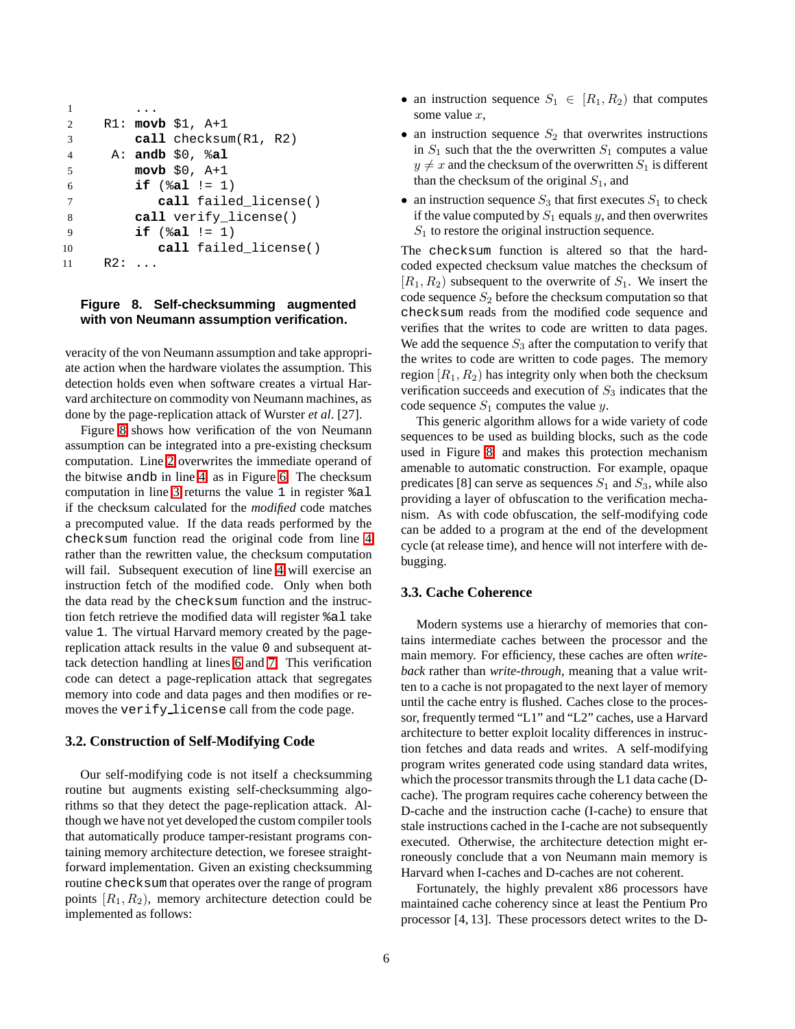```
1         ...
2     R1: movb $1, A+1
3         call checksum(R1, R2)
4      A: andb $0, %al
5         movb $0, A+1
6         if (%al != 1)
7            call failed_license()
8         call verify_license()
9         if (%al != 1)
10           call failed_license()
11    R2: ...
```

**Figure 8. Self-checksumming augmented with von Neumann assumption verification.**

veracity of the von Neumann assumption and take appropriate action when the hardware violates the assumption. This detection holds even when software creates a virtual Harvard architecture on commodity von Neumann machines, as done by the page-replication attack of Wurster *et al*. [27].

Figure 8 shows how verification of the von Neumann assumption can be integrated into a pre-existing checksum computation. Line 2 overwrites the immediate operand of the bitwise `andb` in line 4, as in Figure 6. The checksum computation in line 3 returns the value `1` in register `%al` if the checksum calculated for the *modified* code matches a precomputed value. If the data reads performed by the `checksum` function read the original code from line 4 rather than the rewritten value, the checksum computation will fail. Subsequent execution of line 4 will exercise an instruction fetch of the modified code. Only when both the data read by the `checksum` function and the instruction fetch retrieve the modified data will register `%al` take value `1`. The virtual Harvard memory created by the page-replication attack results in the value `0` and subsequent attack detection handling at lines 6 and 7. This verification code can detect a page-replication attack that segregates memory into code and data pages and then modifies or removes the `verify_license` call from the code page.

### 3.2. Construction of Self-Modifying Code

Our self-modifying code is not itself a checksumming routine but augments existing self-checksumming algorithms so that they detect the page-replication attack. Although we have not yet developed the custom compiler tools that automatically produce tamper-resistant programs containing memory architecture detection, we foresee straightforward implementation. Given an existing checksumming routine `checksum` that operates over the range of program points $[R_1, R_2)$, memory architecture detection could be implemented as follows:

- an instruction sequence $S_1 \in [R_1, R_2)$ that computes some value $x$,
- an instruction sequence $S_2$ that overwrites instructions in $S_1$ such that the the overwritten $S_1$ computes a value $y \neq x$ and the checksum of the overwritten $S_1$ is different than the checksum of the original $S_1$, and
- an instruction sequence $S_3$ that first executes $S_1$ to check if the value computed by $S_1$ equals $y$, and then overwrites $S_1$ to restore the original instruction sequence.

The `checksum` function is altered so that the hard-coded expected checksum value matches the checksum of $[R_1, R_2)$ subsequent to the overwrite of $S_1$. We insert the code sequence $S_2$ before the checksum computation so that `checksum` reads from the modified code sequence and verifies that the writes to code are written to data pages. We add the sequence $S_3$ after the computation to verify that the writes to code are written to code pages. The memory region $[R_1, R_2)$ has integrity only when both the checksum verification succeeds and execution of $S_3$ indicates that the code sequence $S_1$ computes the value $y$.

This generic algorithm allows for a wide variety of code sequences to be used as building blocks, such as the code used in Figure 8, and makes this protection mechanism amenable to automatic construction. For example, opaque predicates [8] can serve as sequences $S_1$ and $S_3$, while also providing a layer of obfuscation to the verification mechanism. As with code obfuscation, the self-modifying code can be added to a program at the end of the development cycle (at release time), and hence will not interfere with debugging.

### 3.3. Cache Coherence

Modern systems use a hierarchy of memories that contains intermediate caches between the processor and the main memory. For efficiency, these caches are often *write-back* rather than *write-through*, meaning that a value written to a cache is not propagated to the next layer of memory until the cache entry is flushed. Caches close to the processor, frequently termed "L1" and "L2" caches, use a Harvard architecture to better exploit locality differences in instruction fetches and data reads and writes. A self-modifying program writes generated code using standard data writes, which the processor transmits through the L1 data cache (D-cache). The program requires cache coherency between the D-cache and the instruction cache (I-cache) to ensure that stale instructions cached in the I-cache are not subsequently executed. Otherwise, the architecture detection might erroneously conclude that a von Neumann main memory is Harvard when I-caches and D-caches are not coherent.

Fortunately, the highly prevalent x86 processors have maintained cache coherency since at least the Pentium Pro processor [4, 13]. These processors detect writes to the D-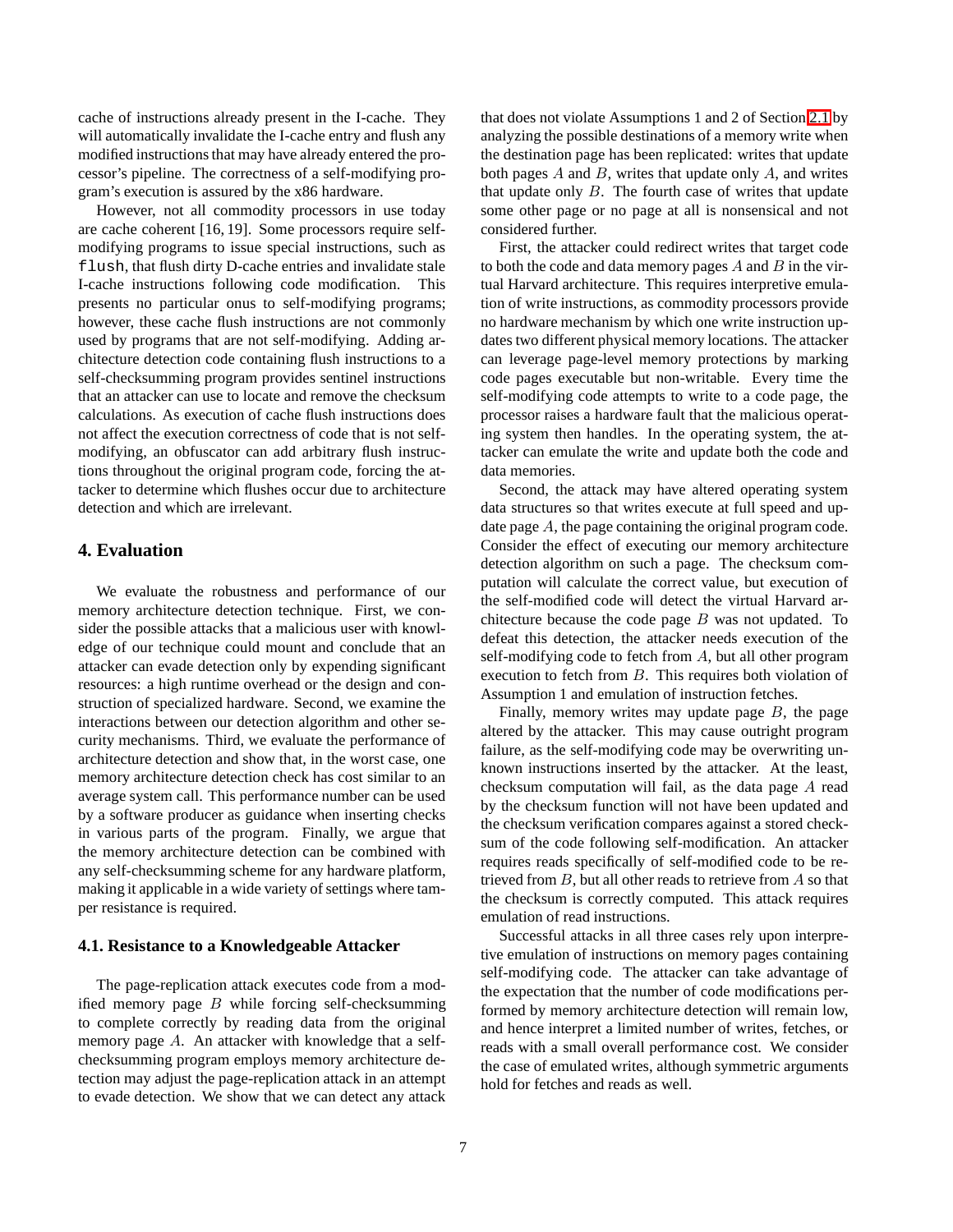cache of instructions already present in the I-cache. They will automatically invalidate the I-cache entry and flush any modified instructions that may have already entered the processor's pipeline. The correctness of a self-modifying program's execution is assured by the x86 hardware.

However, not all commodity processors in use today are cache coherent [16, 19]. Some processors require self-modifying programs to issue special instructions, such as `flush`, that flush dirty D-cache entries and invalidate stale I-cache instructions following code modification. This presents no particular onus to self-modifying programs; however, these cache flush instructions are not commonly used by programs that are not self-modifying. Adding architecture detection code containing flush instructions to a self-checksumming program provides sentinel instructions that an attacker can use to locate and remove the checksum calculations. As execution of cache flush instructions does not affect the execution correctness of code that is not self-modifying, an obfuscator can add arbitrary flush instructions throughout the original program code, forcing the attacker to determine which flushes occur due to architecture detection and which are irrelevant.

## 4. Evaluation

We evaluate the robustness and performance of our memory architecture detection technique. First, we consider the possible attacks that a malicious user with knowledge of our technique could mount and conclude that an attacker can evade detection only by expending significant resources: a high runtime overhead or the design and construction of specialized hardware. Second, we examine the interactions between our detection algorithm and other security mechanisms. Third, we evaluate the performance of architecture detection and show that, in the worst case, one memory architecture detection check has cost similar to an average system call. This performance number can be used by a software producer as guidance when inserting checks in various parts of the program. Finally, we argue that the memory architecture detection can be combined with any self-checksumming scheme for any hardware platform, making it applicable in a wide variety of settings where tamper resistance is required.

### 4.1. Resistance to a Knowledgeable Attacker

The page-replication attack executes code from a modified memory page $B$ while forcing self-checksumming to complete correctly by reading data from the original memory page $A$. An attacker with knowledge that a self-checksumming program employs memory architecture detection may adjust the page-replication attack in an attempt to evade detection. We show that we can detect any attack that does not violate Assumptions 1 and 2 of Section 2.1 by analyzing the possible destinations of a memory write when the destination page has been replicated: writes that update both pages $A$ and $B$, writes that update only $A$, and writes that update only $B$. The fourth case of writes that update some other page or no page at all is nonsensical and not considered further.

First, the attacker could redirect writes that target code to both the code and data memory pages $A$ and $B$ in the virtual Harvard architecture. This requires interpretive emulation of write instructions, as commodity processors provide no hardware mechanism by which one write instruction updates two different physical memory locations. The attacker can leverage page-level memory protections by marking code pages executable but non-writable. Every time the self-modifying code attempts to write to a code page, the processor raises a hardware fault that the malicious operating system then handles. In the operating system, the attacker can emulate the write and update both the code and data memories.

Second, the attack may have altered operating system data structures so that writes execute at full speed and update page $A$, the page containing the original program code. Consider the effect of executing our memory architecture detection algorithm on such a page. The checksum computation will calculate the correct value, but execution of the self-modified code will detect the virtual Harvard architecture because the code page $B$ was not updated. To defeat this detection, the attacker needs execution of the self-modifying code to fetch from $A$, but all other program execution to fetch from $B$. This requires both violation of Assumption 1 and emulation of instruction fetches.

Finally, memory writes may update page $B$, the page altered by the attacker. This may cause outright program failure, as the self-modifying code may be overwriting unknown instructions inserted by the attacker. At the least, checksum computation will fail, as the data page $A$ read by the checksum function will not have been updated and the checksum verification compares against a stored checksum of the code following self-modification. An attacker requires reads specifically of self-modified code to be retrieved from $B$, but all other reads to retrieve from $A$ so that the checksum is correctly computed. This attack requires emulation of read instructions.

Successful attacks in all three cases rely upon interpretive emulation of instructions on memory pages containing self-modifying code. The attacker can take advantage of the expectation that the number of code modifications performed by memory architecture detection will remain low, and hence interpret a limited number of writes, fetches, or reads with a small overall performance cost. We consider the case of emulated writes, although symmetric arguments hold for fetches and reads as well.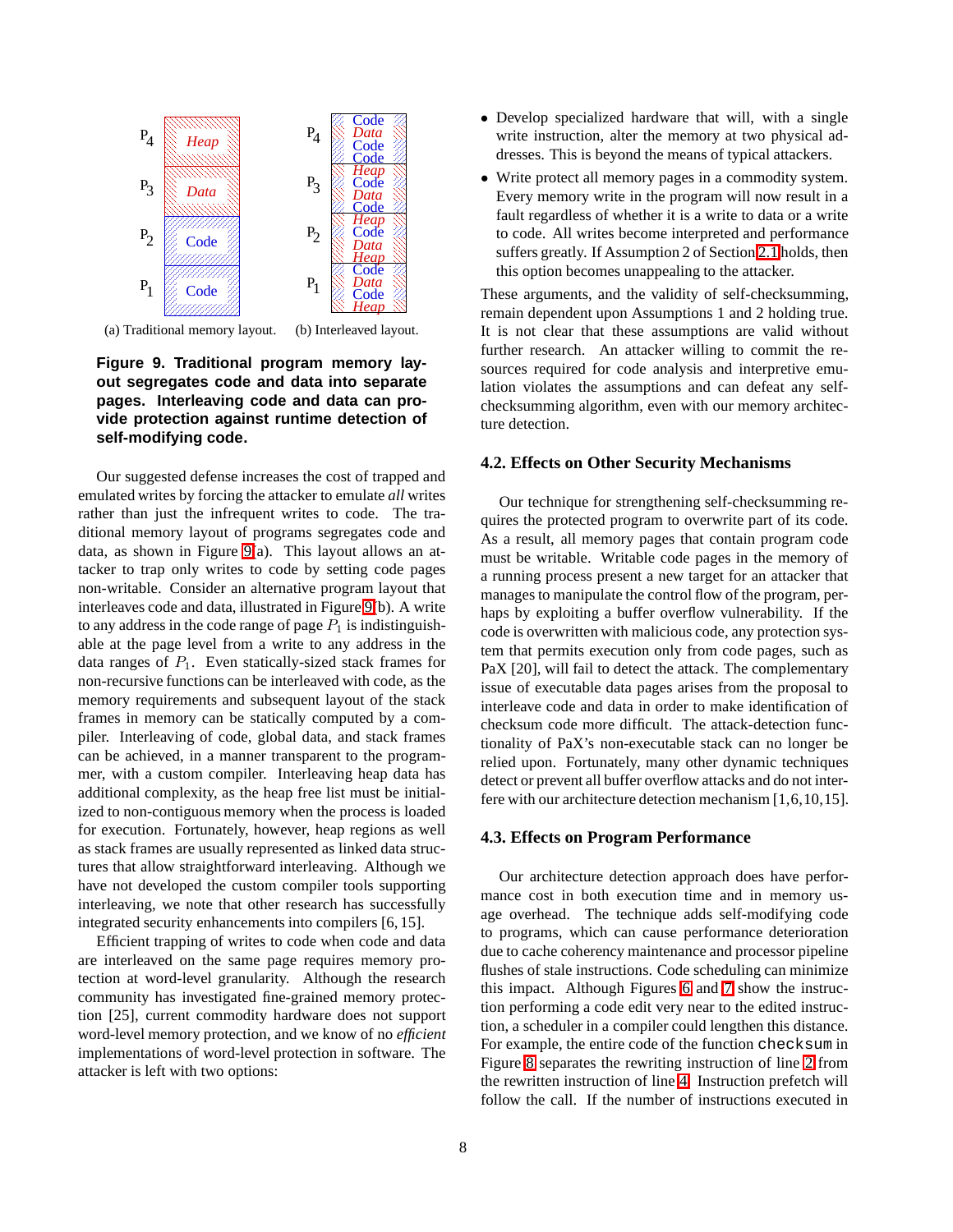(a) Traditional memory layout. (b) Interleaved layout.

**Figure 9. Traditional program memory layout segregates code and data into separate pages. Interleaving code and data can provide protection against runtime detection of self-modifying code.**

Our suggested defense increases the cost of trapped and emulated writes by forcing the attacker to emulate *all* writes rather than just the infrequent writes to code. The traditional memory layout of programs segregates code and data, as shown in Figure 9(a). This layout allows an attacker to trap only writes to code by setting code pages non-writable. Consider an alternative program layout that interleaves code and data, illustrated in Figure 9(b). A write to any address in the code range of page $P_1$ is indistinguishable at the page level from a write to any address in the data ranges of $P_1$. Even statically-sized stack frames for non-recursive functions can be interleaved with code, as the memory requirements and subsequent layout of the stack frames in memory can be statically computed by a compiler. Interleaving of code, global data, and stack frames can be achieved, in a manner transparent to the programmer, with a custom compiler. Interleaving heap data has additional complexity, as the heap free list must be initialized to non-contiguous memory when the process is loaded for execution. Fortunately, however, heap regions as well as stack frames are usually represented as linked data structures that allow straightforward interleaving. Although we have not developed the custom compiler tools supporting interleaving, we note that other research has successfully integrated security enhancements into compilers [6, 15].

Efficient trapping of writes to code when code and data are interleaved on the same page requires memory protection at word-level granularity. Although the research community has investigated fine-grained memory protection [25], current commodity hardware does not support word-level memory protection, and we know of no *efficient* implementations of word-level protection in software. The attacker is left with two options:

- Develop specialized hardware that will, with a single write instruction, alter the memory at two physical addresses. This is beyond the means of typical attackers.
- Write protect all memory pages in a commodity system. Every memory write in the program will now result in a fault regardless of whether it is a write to data or a write to code. All writes become interpreted and performance suffers greatly. If Assumption 2 of Section 2.1 holds, then this option becomes unappealing to the attacker.

These arguments, and the validity of self-checksumming, remain dependent upon Assumptions 1 and 2 holding true. It is not clear that these assumptions are valid without further research. An attacker willing to commit the resources required for code analysis and interpretive emulation violates the assumptions and can defeat any self-checksumming algorithm, even with our memory architecture detection.

### 4.2. Effects on Other Security Mechanisms

Our technique for strengthening self-checksumming requires the protected program to overwrite part of its code. As a result, all memory pages that contain program code must be writable. Writable code pages in the memory of a running process present a new target for an attacker that manages to manipulate the control flow of the program, perhaps by exploiting a buffer overflow vulnerability. If the code is overwritten with malicious code, any protection system that permits execution only from code pages, such as PaX [20], will fail to detect the attack. The complementary issue of executable data pages arises from the proposal to interleave code and data in order to make identification of checksum code more difficult. The attack-detection functionality of PaX's non-executable stack can no longer be relied upon. Fortunately, many other dynamic techniques detect or prevent all buffer overflow attacks and do not interfere with our architecture detection mechanism [1,6,10,15].

### 4.3. Effects on Program Performance

Our architecture detection approach does have performance cost in both execution time and in memory usage overhead. The technique adds self-modifying code to programs, which can cause performance deterioration due to cache coherency maintenance and processor pipeline flushes of stale instructions. Code scheduling can minimize this impact. Although Figures 6 and 7 show the instruction performing a code edit very near to the edited instruction, a scheduler in a compiler could lengthen this distance. For example, the entire code of the function `checksum` in Figure 8 separates the rewriting instruction of line 2 from the rewritten instruction of line 4. Instruction prefetch will follow the call. If the number of instructions executed in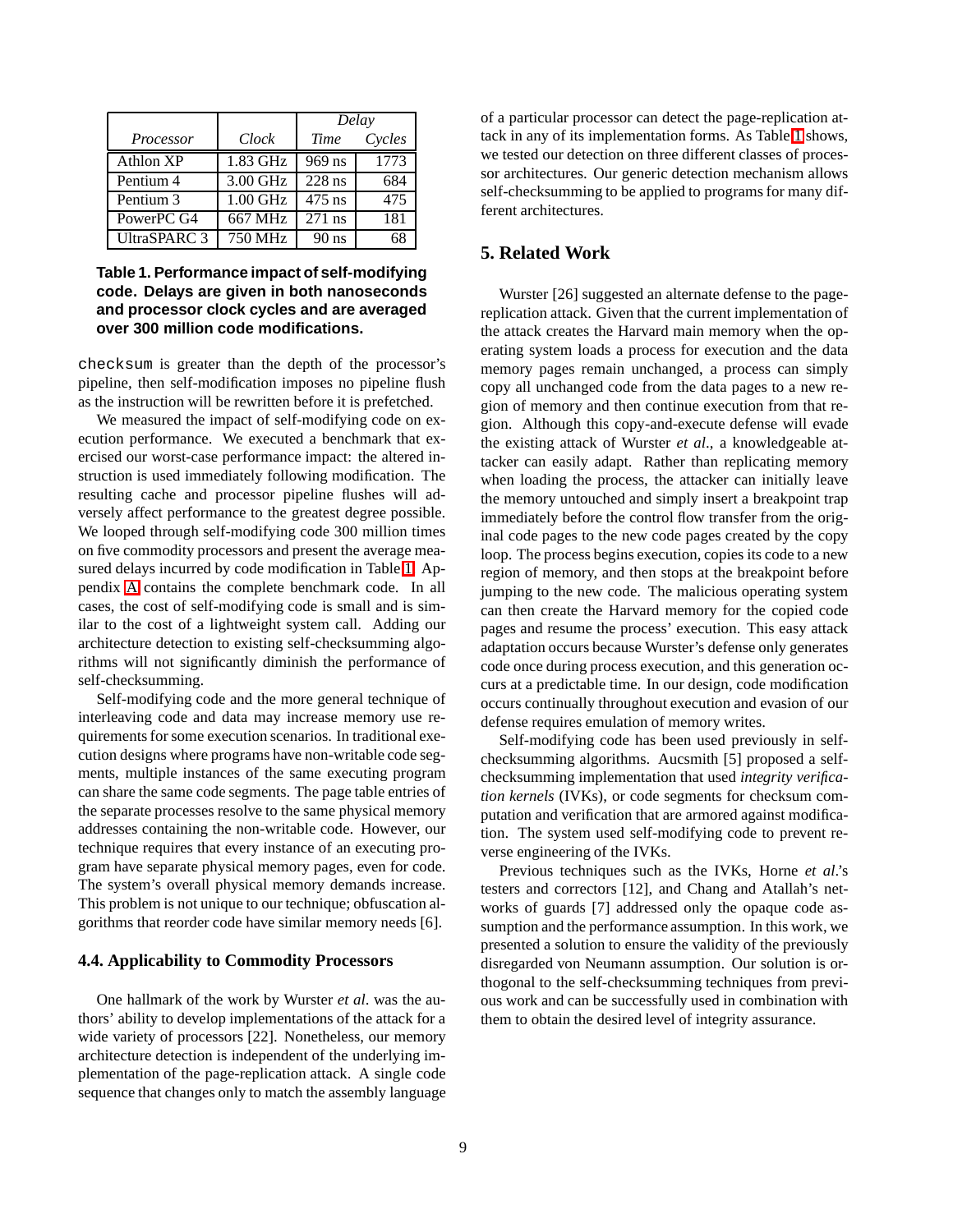| Processor | Clock | Delay | |
|---|---|---|---|
| | | Time | Cycles |
| Athlon XP | 1.83 GHz | 969 ns | 1773 |
| Pentium 4 | 3.00 GHz | 228 ns | 684 |
| Pentium 3 | 1.00 GHz | 475 ns | 475 |
| PowerPC G4 | 667 MHz | 271 ns | 181 |
| UltraSPARC 3 | 750 MHz | 90 ns | 68 |

**Table 1. Performance impact of self-modifying code. Delays are given in both nanoseconds and processor clock cycles and are averaged over 300 million code modifications.**

`checksum` is greater than the depth of the processor's pipeline, then self-modification imposes no pipeline flush as the instruction will be rewritten before it is prefetched.

We measured the impact of self-modifying code on execution performance. We executed a benchmark that exercised our worst-case performance impact: the altered instruction is used immediately following modification. The resulting cache and processor pipeline flushes will adversely affect performance to the greatest degree possible. We looped through self-modifying code 300 million times on five commodity processors and present the average measured delays incurred by code modification in Table 1. Appendix A contains the complete benchmark code. In all cases, the cost of self-modifying code is small and is similar to the cost of a lightweight system call. Adding our architecture detection to existing self-checksumming algorithms will not significantly diminish the performance of self-checksumming.

Self-modifying code and the more general technique of interleaving code and data may increase memory use requirements for some execution scenarios. In traditional execution designs where programs have non-writable code segments, multiple instances of the same executing program can share the same code segments. The page table entries of the separate processes resolve to the same physical memory addresses containing the non-writable code. However, our technique requires that every instance of an executing program have separate physical memory pages, even for code. The system's overall physical memory demands increase. This problem is not unique to our technique; obfuscation algorithms that reorder code have similar memory needs [6].

### 4.4. Applicability to Commodity Processors

One hallmark of the work by Wurster *et al*. was the authors' ability to develop implementations of the attack for a wide variety of processors [22]. Nonetheless, our memory architecture detection is independent of the underlying implementation of the page-replication attack. A single code sequence that changes only to match the assembly language of a particular processor can detect the page-replication attack in any of its implementation forms. As Table 1 shows, we tested our detection on three different classes of processor architectures. Our generic detection mechanism allows self-checksumming to be applied to programs for many different architectures.

## 5. Related Work

Wurster [26] suggested an alternate defense to the page-replication attack. Given that the current implementation of the attack creates the Harvard main memory when the operating system loads a process for execution and the data memory pages remain unchanged, a process can simply copy all unchanged code from the data pages to a new region of memory and then continue execution from that region. Although this copy-and-execute defense will evade the existing attack of Wurster *et al*., a knowledgeable attacker can easily adapt. Rather than replicating memory when loading the process, the attacker can initially leave the memory untouched and simply insert a breakpoint trap immediately before the control flow transfer from the original code pages to the new code pages created by the copy loop. The process begins execution, copies its code to a new region of memory, and then stops at the breakpoint before jumping to the new code. The malicious operating system can then create the Harvard memory for the copied code pages and resume the process' execution. This easy attack adaptation occurs because Wurster's defense only generates code once during process execution, and this generation occurs at a predictable time. In our design, code modification occurs continually throughout execution and evasion of our defense requires emulation of memory writes.

Self-modifying code has been used previously in self-checksumming algorithms. Aucsmith [5] proposed a self-checksumming implementation that used *integrity verification kernels* (IVKs), or code segments for checksum computation and verification that are armored against modification. The system used self-modifying code to prevent reverse engineering of the IVKs.

Previous techniques such as the IVKs, Horne *et al*.'s testers and correctors [12], and Chang and Atallah's networks of guards [7] addressed only the opaque code assumption and the performance assumption. In this work, we presented a solution to ensure the validity of the previously disregarded von Neumann assumption. Our solution is orthogonal to the self-checksumming techniques from previous work and can be successfully used in combination with them to obtain the desired level of integrity assurance.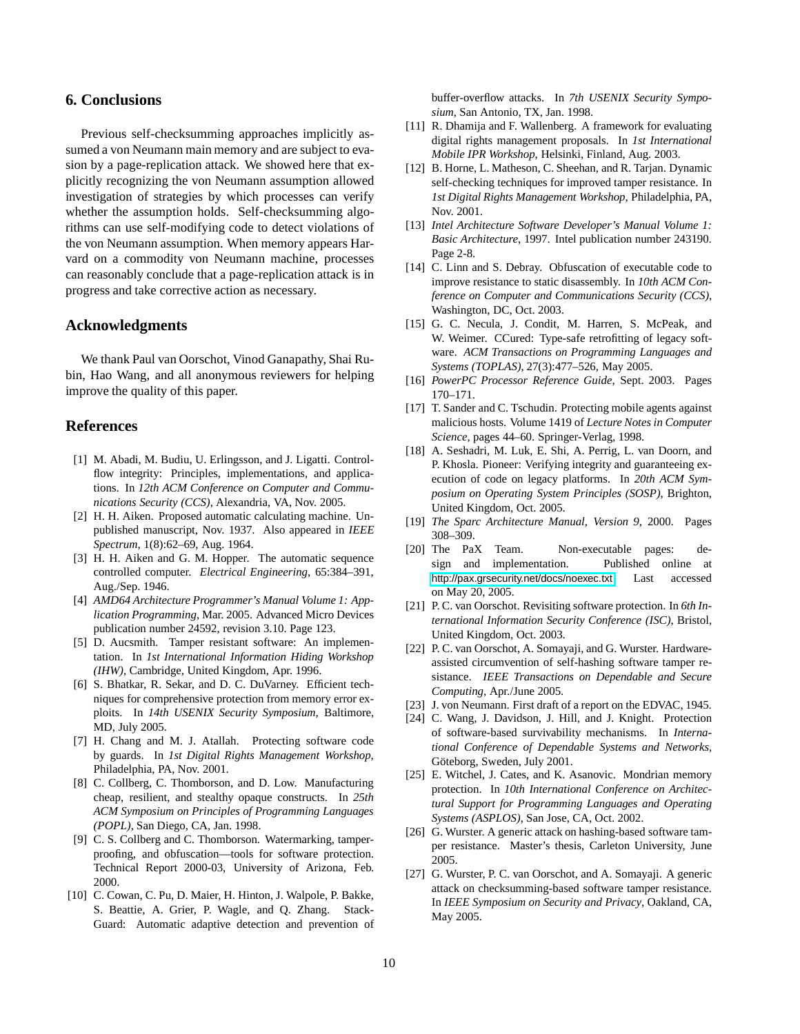## 6. Conclusions

Previous self-checksumming approaches implicitly assumed a von Neumann main memory and are subject to evasion by a page-replication attack. We showed here that explicitly recognizing the von Neumann assumption allowed investigation of strategies by which processes can verify whether the assumption holds. Self-checksumming algorithms can use self-modifying code to detect violations of the von Neumann assumption. When memory appears Harvard on a commodity von Neumann machine, processes can reasonably conclude that a page-replication attack is in progress and take corrective action as necessary.

## Acknowledgments

We thank Paul van Oorschot, Vinod Ganapathy, Shai Rubin, Hao Wang, and all anonymous reviewers for helping improve the quality of this paper.

## References

[1] M. Abadi, M. Budiu, U. Erlingsson, and J. Ligatti. Control-flow integrity: Principles, implementations, and applications. In *12th ACM Conference on Computer and Communications Security (CCS)*, Alexandria, VA, Nov. 2005.

[2] H. H. Aiken. Proposed automatic calculating machine. Unpublished manuscript, Nov. 1937. Also appeared in *IEEE Spectrum*, 1(8):62–69, Aug. 1964.

[3] H. H. Aiken and G. M. Hopper. The automatic sequence controlled computer. *Electrical Engineering*, 65:384–391, Aug./Sep. 1946.

[4] *AMD64 Architecture Programmer's Manual Volume 1: Application Programming*, Mar. 2005. Advanced Micro Devices publication number 24592, revision 3.10. Page 123.

[5] D. Aucsmith. Tamper resistant software: An implementation. In *1st International Information Hiding Workshop (IHW)*, Cambridge, United Kingdom, Apr. 1996.

[6] S. Bhatkar, R. Sekar, and D. C. DuVarney. Efficient techniques for comprehensive protection from memory error exploits. In *14th USENIX Security Symposium*, Baltimore, MD, July 2005.

[7] H. Chang and M. J. Atallah. Protecting software code by guards. In *1st Digital Rights Management Workshop*, Philadelphia, PA, Nov. 2001.

[8] C. Collberg, C. Thomborson, and D. Low. Manufacturing cheap, resilient, and stealthy opaque constructs. In *25th ACM Symposium on Principles of Programming Languages (POPL)*, San Diego, CA, Jan. 1998.

[9] C. S. Collberg and C. Thomborson. Watermarking, tamper-proofing, and obfuscation—tools for software protection. Technical Report 2000-03, University of Arizona, Feb. 2000.

[10] C. Cowan, C. Pu, D. Maier, H. Hinton, J. Walpole, P. Bakke, S. Beattie, A. Grier, P. Wagle, and Q. Zhang. Stack-Guard: Automatic adaptive detection and prevention of buffer-overflow attacks. In *7th USENIX Security Symposium*, San Antonio, TX, Jan. 1998.

[11] R. Dhamija and F. Wallenberg. A framework for evaluating digital rights management proposals. In *1st International Mobile IPR Workshop*, Helsinki, Finland, Aug. 2003.

[12] B. Horne, L. Matheson, C. Sheehan, and R. Tarjan. Dynamic self-checking techniques for improved tamper resistance. In *1st Digital Rights Management Workshop*, Philadelphia, PA, Nov. 2001.

[13] *Intel Architecture Software Developer's Manual Volume 1: Basic Architecture*, 1997. Intel publication number 243190. Page 2-8.

[14] C. Linn and S. Debray. Obfuscation of executable code to improve resistance to static disassembly. In *10th ACM Conference on Computer and Communications Security (CCS)*, Washington, DC, Oct. 2003.

[15] G. C. Necula, J. Condit, M. Harren, S. McPeak, and W. Weimer. CCured: Type-safe retrofitting of legacy software. *ACM Transactions on Programming Languages and Systems (TOPLAS)*, 27(3):477–526, May 2005.

[16] *PowerPC Processor Reference Guide*, Sept. 2003. Pages 170–171.

[17] T. Sander and C. Tschudin. Protecting mobile agents against malicious hosts. Volume 1419 of *Lecture Notes in Computer Science*, pages 44–60. Springer-Verlag, 1998.

[18] A. Seshadri, M. Luk, E. Shi, A. Perrig, L. van Doorn, and P. Khosla. Pioneer: Verifying integrity and guaranteeing execution of code on legacy platforms. In *20th ACM Symposium on Operating System Principles (SOSP)*, Brighton, United Kingdom, Oct. 2005.

[19] *The Sparc Architecture Manual, Version 9*, 2000. Pages 308–309.

[20] The PaX Team. Non-executable pages: design and implementation. Published online at http://pax.grsecurity.net/docs/noexec.txt. Last accessed on May 20, 2005.

[21] P. C. van Oorschot. Revisiting software protection. In *6th International Information Security Conference (ISC)*, Bristol, United Kingdom, Oct. 2003.

[22] P. C. van Oorschot, A. Somayaji, and G. Wurster. Hardware-assisted circumvention of self-hashing software tamper resistance. *IEEE Transactions on Dependable and Secure Computing*, Apr./June 2005.

[23] J. von Neumann. First draft of a report on the EDVAC, 1945.

[24] C. Wang, J. Davidson, J. Hill, and J. Knight. Protection of software-based survivability mechanisms. In *International Conference of Dependable Systems and Networks*, Göteborg, Sweden, July 2001.

[25] E. Witchel, J. Cates, and K. Asanovic. Mondrian memory protection. In *10th International Conference on Architectural Support for Programming Languages and Operating Systems (ASPLOS)*, San Jose, CA, Oct. 2002.

[26] G. Wurster. A generic attack on hashing-based software tamper resistance. Master's thesis, Carleton University, June 2005.

[27] G. Wurster, P. C. van Oorschot, and A. Somayaji. A generic attack on checksumming-based software tamper resistance. In *IEEE Symposium on Security and Privacy*, Oakland, CA, May 2005.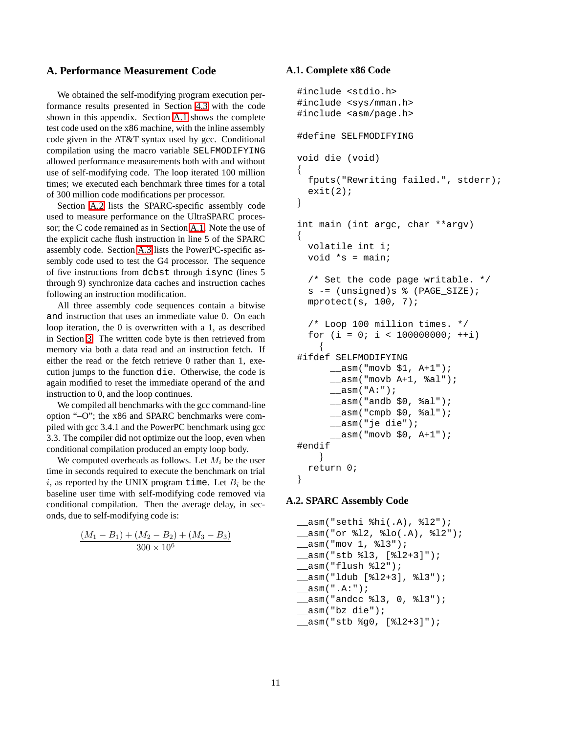## A. Performance Measurement Code

We obtained the self-modifying program execution performance results presented in Section 4.3 with the code shown in this appendix. Section A.1 shows the complete test code used on the x86 machine, with the inline assembly code given in the AT&T syntax used by gcc. Conditional compilation using the macro variable `SELFMODIFYING` allowed performance measurements both with and without use of self-modifying code. The loop iterated 100 million times; we executed each benchmark three times for a total of 300 million code modifications per processor.

Section A.2 lists the SPARC-specific assembly code used to measure performance on the UltraSPARC processor; the C code remained as in Section A.1. Note the use of the explicit cache flush instruction in line 5 of the SPARC assembly code. Section A.3 lists the PowerPC-specific assembly code used to test the G4 processor. The sequence of five instructions from `dcbst` through `isync` (lines 5 through 9) synchronize data caches and instruction caches following an instruction modification.

All three assembly code sequences contain a bitwise `and` instruction that uses an immediate value 0. On each loop iteration, the 0 is overwritten with a 1, as described in Section 3. The written code byte is then retrieved from memory via both a data read and an instruction fetch. If either the read or the fetch retrieve 0 rather than 1, execution jumps to the function `die`. Otherwise, the code is again modified to reset the immediate operand of the `and` instruction to 0, and the loop continues.

We compiled all benchmarks with the gcc command-line option "–O"; the x86 and SPARC benchmarks were compiled with gcc 3.4.1 and the PowerPC benchmark using gcc 3.3. The compiler did not optimize out the loop, even when conditional compilation produced an empty loop body.

We computed overheads as follows. Let $M_i$ be the user time in seconds required to execute the benchmark on trial $i$, as reported by the UNIX program `time`. Let $B_i$ be the baseline user time with self-modifying code removed via conditional compilation. Then the average delay, in seconds, due to self-modifying code is:

$$\frac{(M_1 - B_1) + (M_2 - B_2) + (M_3 - B_3)}{300 \times 10^6}$$

### A.1. Complete x86 Code

```
#include <stdio.h>
#include <sys/mman.h>
#include <asm/page.h>

#define SELFMODIFYING

void die (void)
{
  fputs("Rewriting failed.", stderr);
  exit(2);
}

int main (int argc, char **argv)
{
  volatile int i;
  void *s = main;

  /* Set the code page writable. */
  s -= (unsigned)s % (PAGE_SIZE);
  mprotect(s, 100, 7);

  /* Loop 100 million times. */
  for (i = 0; i < 100000000; ++i)
    {
#ifdef SELFMODIFYING
      __asm("movb $1, A+1");
      __asm("movb A+1, %al");
      __asm("A:");
      __asm("andb $0, %al");
      __asm("cmpb $0, %al");
      __asm("je die");
      __asm("movb $0, A+1");
#endif
    }
  return 0;
}
```

### A.2. SPARC Assembly Code

```
__asm("sethi %hi(.A), %l2");
__asm("or %l2, %lo(.A), %l2");
__asm("mov 1, %l3");
__asm("stb %l3, [%l2+3]");
__asm("flush %l2");
__asm("ldub [%l2+3], %l3");
__asm(".A:");
__asm("andcc %l3, 0, %l3");
__asm("bz die");
__asm("stb %g0, [%l2+3]");
```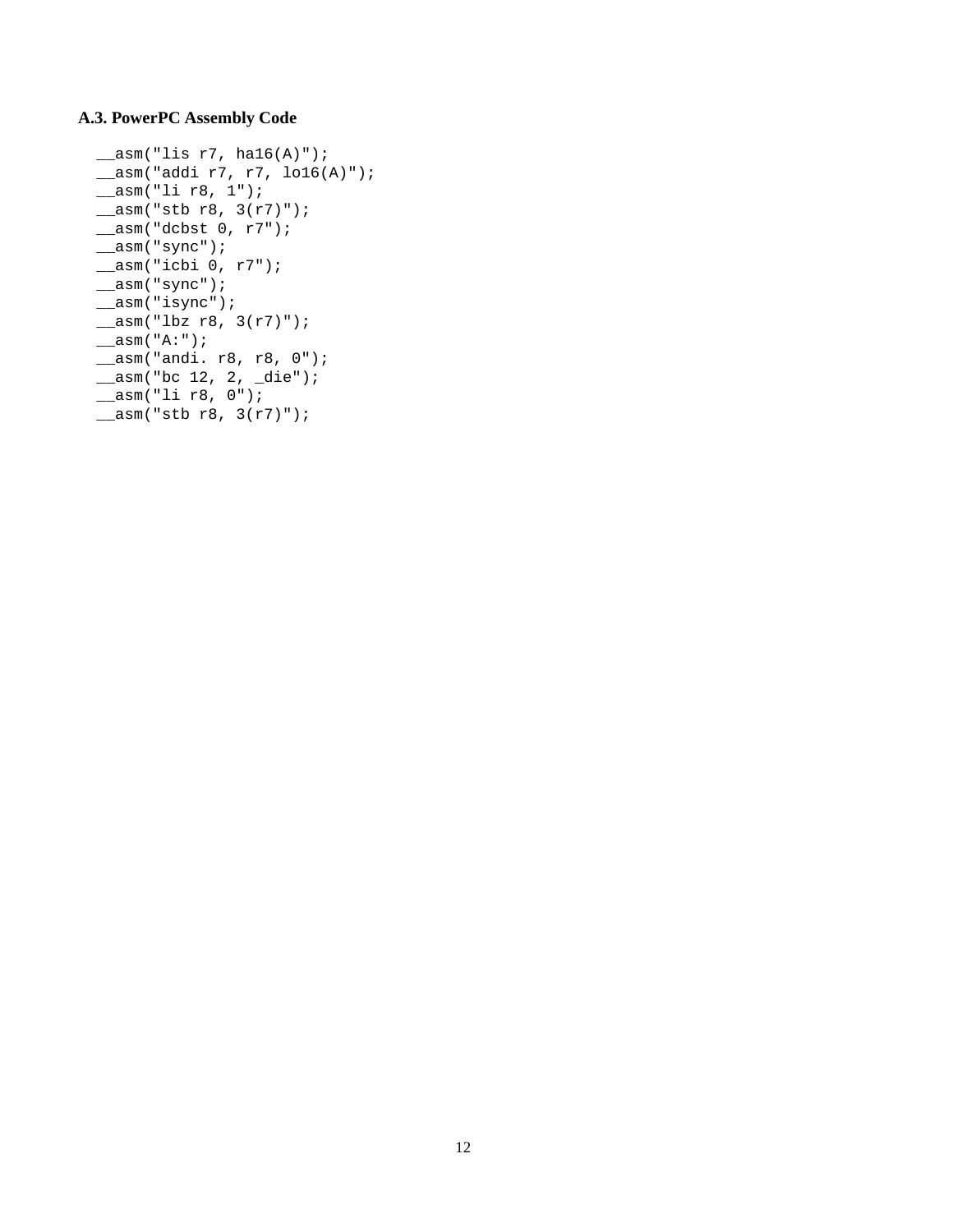### A.3. PowerPC Assembly Code

```
__asm("lis r7, ha16(A)");
__asm("addi r7, r7, lo16(A)");
__asm("li r8, 1");
__asm("stb r8, 3(r7)");
__asm("dcbst 0, r7");
__asm("sync");
__asm("icbi 0, r7");
__asm("sync");
__asm("isync");
__asm("lbz r8, 3(r7)");
__asm("A:");
__asm("andi. r8, r8, 0");
__asm("bc 12, 2, _die");
__asm("li r8, 0");
__asm("stb r8, 3(r7)");
```